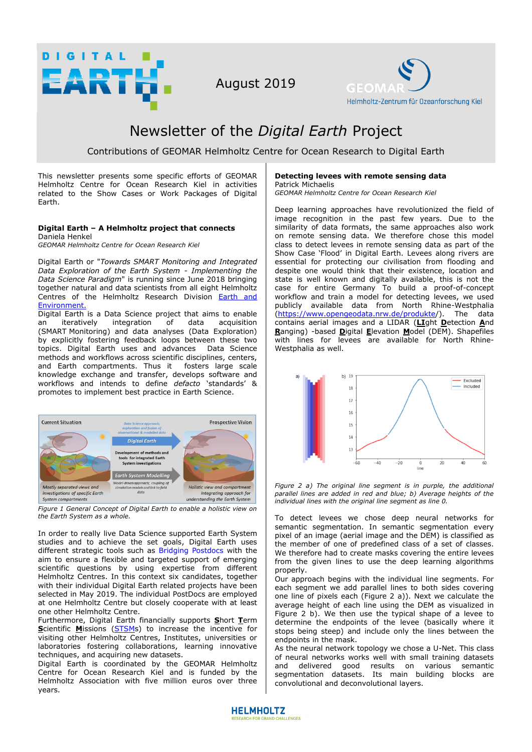# Newsletter of the *Digital Earth* Project

August 2019

Contributions of GEOMAR Helmholtz Centre for Ocean Research to Digital Earth

This newsletter presents some specific efforts of GEOMAR Helmholtz Centre for Ocean Research Kiel in activities related to the Show Cases or Work Packages of Digital Earth.

## Digital Earth – A Helmholtz project that connects

Daniela Henkel

*GEOMAR Helmholtz Centre for Ocean Research Kiel*

Digital Earth or "*Towards SMART Monitoring and Integrated Data Exploration of the Earth System - Implementing the Data Science Paradigm*" is running since June 2018 bringing together natural and data scientists from all eight Helmholtz Centres of the Helmholtz Research Division Earth and Environment.

Digital Earth is a Data Science project that aims to enable an iteratively integration of data acquisition (SMART Monitoring) and data analyses (Data Exploration) by explicitly fostering feedback loops between these two topics. Digital Earth uses and advances Data Science methods and workflows across scientific disciplines, centers, and Earth compartments. Thus it fosters large scale knowledge exchange and transfer, develops software and workflows and intends to define *defacto* 'standards' & promotes to implement best practice in Earth Science.

*Figure 1 General Concept of Digital Earth to enable a holistic view on the Earth System as a whole.*

In order to really live Data Science supported Earth System studies and to achieve the set goals, Digital Earth uses different strategic tools such as Bridging Postdocs with the aim to ensure a flexible and targeted support of emerging scientific questions by using expertise from different Helmholtz Centres. In this context six candidates, together with their individual Digital Earth related projects have been selected in May 2019. The individual PostDocs are employed at one Helmholtz Centre but closely cooperate with at least one other Helmholtz Centre.

Furthermore, Digital Earth financially supports **S**hort **T**erm **S**cientific **M**issions (STSMs) to increase the incentive for visiting other Helmholtz Centres, Institutes, universities or laboratories fostering collaborations, learning innovative techniques, and acquiring new datasets.

Digital Earth is coordinated by the GEOMAR Helmholtz Centre for Ocean Research Kiel and is funded by the Helmholtz Association with five million euros over three years.

## Detecting levees with remote sensing data

Patrick Michaelis

*GEOMAR Helmholtz Centre for Ocean Research Kiel*

Deep learning approaches have revolutionized the field of image recognition in the past few years. Due to the similarity of data formats, the same approaches also work on remote sensing data. We therefore chose this model class to detect levees in remote sensing data as part of the Show Case 'Flood' in Digital Earth. Levees along rivers are essential for protecting our civilisation from flooding and despite one would think that their existence, location and state is well known and digitally available, this is not the case for entire Germany To build a proof-of-concept workflow and train a model for detecting levees, we used publicly available data from North Rhine-Westphalia (https://www.opengeodata.nrw.de/produkte/). The data contains aerial images and a LIDAR (**LI**ght **D**etection **A**nd **R**anging) -based **D**igital **E**levation **M**odel (DEM). Shapefiles with lines for levees are available for North Rhine-Westphalia as well.

*Figure 2 a) The original line segment is in purple, the additional parallel lines are added in red and blue; b) Average heights of the individual lines with the original line segment as line 0.*

To detect levees we chose deep neural networks for semantic segmentation. In semantic segmentation every pixel of an image (aerial image and the DEM) is classified as the member of one of predefined class of a set of classes. We therefore had to create masks covering the entire levees from the given lines to use the deep learning algorithms properly.

Our approach begins with the individual line segments. For each segment we add parallel lines to both sides covering one line of pixels each (Figure 2 a)). Next we calculate the average height of each line using the DEM as visualized in Figure 2 b). We then use the typical shape of a levee to determine the endpoints of the levee (basically where it stops being steep) and include only the lines between the endpoints in the mask.

As the neural network topology we chose a U-Net. This class of neural networks works well with small training datasets and delivered good results on various semantic segmentation datasets. Its main building blocks are convolutional and deconvolutional layers.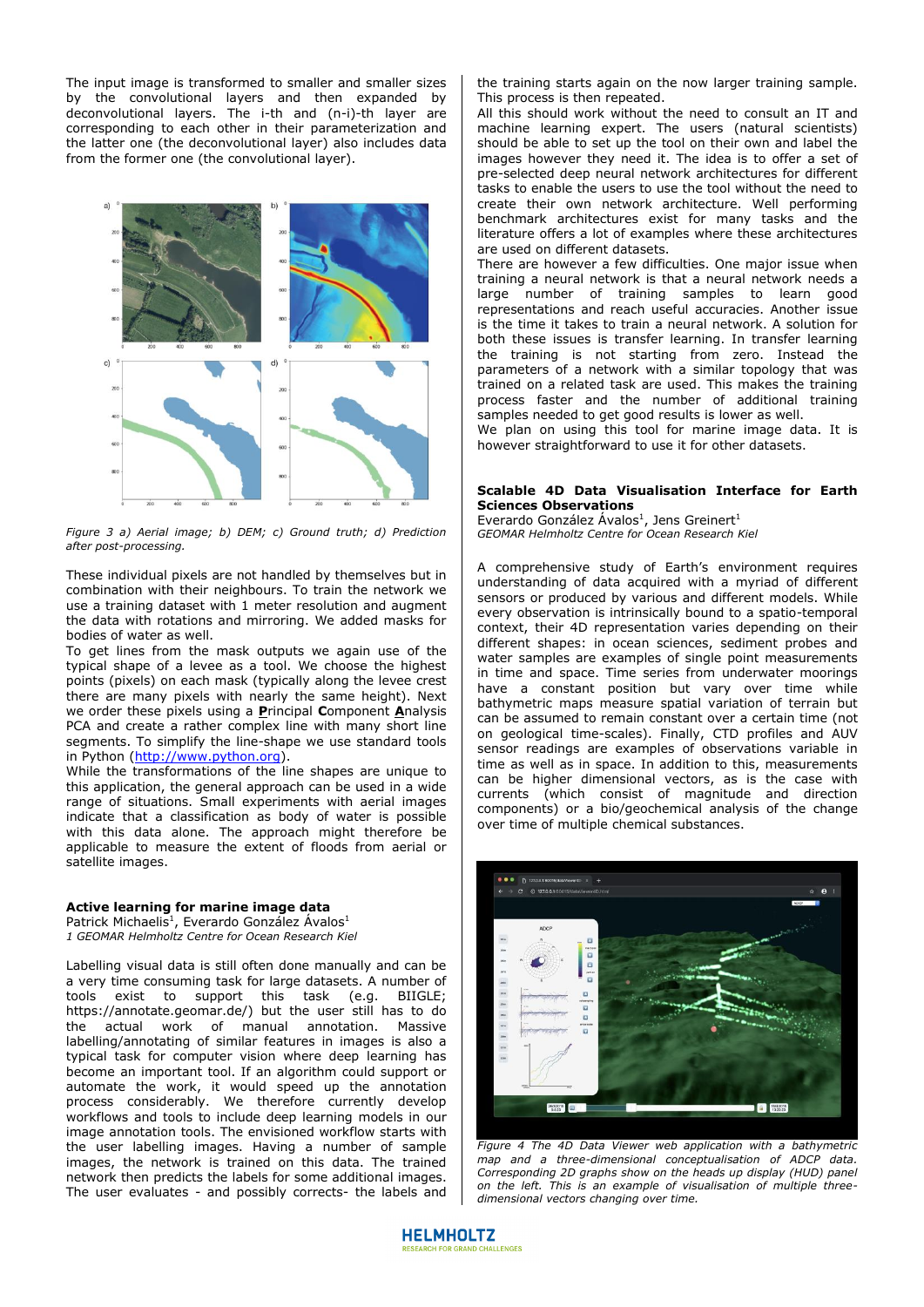The input image is transformed to smaller and smaller sizes by the convolutional layers and then expanded by deconvolutional layers. The i-th and (n-i)-th layer are corresponding to each other in their parameterization and the latter one (the deconvolutional layer) also includes data from the former one (the convolutional layer).

*Figure 3 a) Aerial image; b) DEM; c) Ground truth; d) Prediction after post-processing.*

These individual pixels are not handled by themselves but in combination with their neighbours. To train the network we use a training dataset with 1 meter resolution and augment the data with rotations and mirroring. We added masks for bodies of water as well.

To get lines from the mask outputs we again use of the typical shape of a levee as a tool. We choose the highest points (pixels) on each mask (typically along the levee crest there are many pixels with nearly the same height). Next we order these pixels using a **P**rincipal **C**omponent **A**nalysis PCA and create a rather complex line with many short line segments. To simplify the line-shape we use standard tools in Python (http://www.python.org).

While the transformations of the line shapes are unique to this application, the general approach can be used in a wide range of situations. Small experiments with aerial images indicate that a classification as body of water is possible with this data alone. The approach might therefore be applicable to measure the extent of floods from aerial or satellite images.

### Active learning for marine image data

Patrick Michaelis[1], Everardo González Ávalos[1]

*1 GEOMAR Helmholtz Centre for Ocean Research Kiel*

Labelling visual data is still often done manually and can be a very time consuming task for large datasets. A number of tools exist to support this task (e.g. BIIGLE; https://annotate.geomar.de/) but the user still has to do the actual work of manual annotation. Massive labelling/annotating of similar features in images is also a typical task for computer vision where deep learning has become an important tool. If an algorithm could support or automate the work, it would speed up the annotation process considerably. We therefore currently develop workflows and tools to include deep learning models in our image annotation tools. The envisioned workflow starts with the user labelling images. Having a number of sample images, the network is trained on this data. The trained network then predicts the labels for some additional images. The user evaluates - and possibly corrects- the labels and the training starts again on the now larger training sample. This process is then repeated.

All this should work without the need to consult an IT and machine learning expert. The users (natural scientists) should be able to set up the tool on their own and label the images however they need it. The idea is to offer a set of pre-selected deep neural network architectures for different tasks to enable the users to use the tool without the need to create their own network architecture. Well performing benchmark architectures exist for many tasks and the literature offers a lot of examples where these architectures are used on different datasets.

There are however a few difficulties. One major issue when training a neural network is that a neural network needs a large number of training samples to learn good representations and reach useful accuracies. Another issue is the time it takes to train a neural network. A solution for both these issues is transfer learning. In transfer learning the training is not starting from zero. Instead the parameters of a network with a similar topology that was trained on a related task are used. This makes the training process faster and the number of additional training samples needed to get good results is lower as well.

We plan on using this tool for marine image data. It is however straightforward to use it for other datasets.

### Scalable 4D Data Visualisation Interface for Earth Sciences Observations

Everardo González Ávalos[1], Jens Greinert[1]

*GEOMAR Helmholtz Centre for Ocean Research Kiel*

A comprehensive study of Earth's environment requires understanding of data acquired with a myriad of different sensors or produced by various and different models. While every observation is intrinsically bound to a spatio-temporal context, their 4D representation varies depending on their different shapes: in ocean sciences, sediment probes and water samples are examples of single point measurements in time and space. Time series from underwater moorings have a constant position but vary over time while bathymetric maps measure spatial variation of terrain but can be assumed to remain constant over a certain time (not on geological time-scales). Finally, CTD profiles and AUV sensor readings are examples of observations variable in time as well as in space. In addition to this, measurements can be higher dimensional vectors, as is the case with currents (which consist of magnitude and direction components) or a bio/geochemical analysis of the change over time of multiple chemical substances.

*Figure 4 The 4D Data Viewer web application with a bathymetric map and a three-dimensional conceptualisation of ADCP data. Corresponding 2D graphs show on the heads up display (HUD) panel on the left. This is an example of visualisation of multiple three-dimensional vectors changing over time.*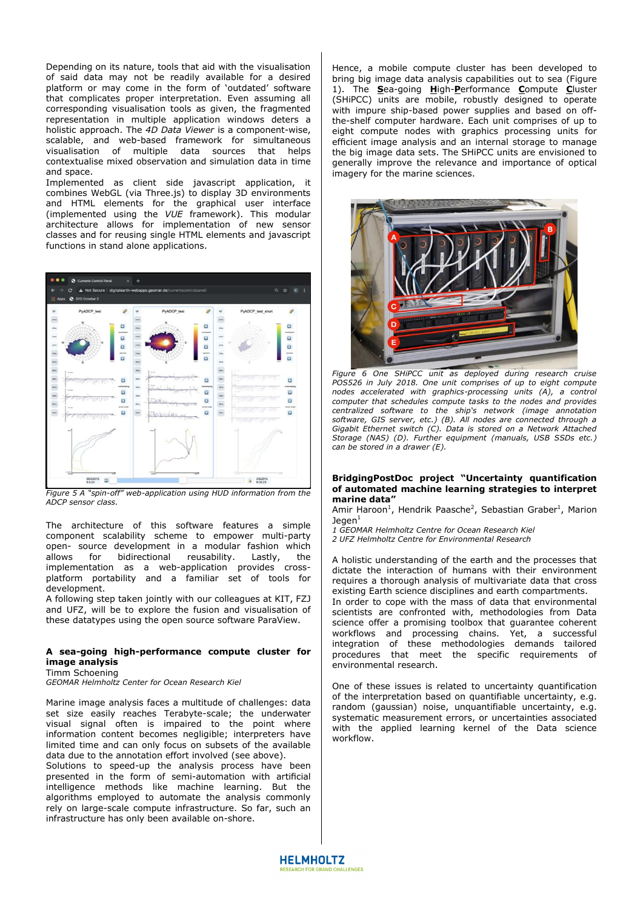Depending on its nature, tools that aid with the visualisation of said data may not be readily available for a desired platform or may come in the form of 'outdated' software that complicates proper interpretation. Even assuming all corresponding visualisation tools as given, the fragmented representation in multiple application windows deters a holistic approach. The *4D Data Viewer* is a component-wise, scalable, and web-based framework for simultaneous visualisation of multiple data sources that helps contextualise mixed observation and simulation data in time and space.

Implemented as client side javascript application, it combines WebGL (via Three.js) to display 3D environments and HTML elements for the graphical user interface (implemented using the *VUE* framework). This modular architecture allows for implementation of new sensor classes and for reusing single HTML elements and javascript functions in stand alone applications.

*Figure 5 A "spin-off" web-application using HUD information from the ADCP sensor class.*

The architecture of this software features a simple component scalability scheme to empower multi-party open- source development in a modular fashion which allows for bidirectional reusability. Lastly, the implementation as a web-application provides cross-platform portability and a familiar set of tools for development.

A following step taken jointly with our colleagues at KIT, FZJ and UFZ, will be to explore the fusion and visualisation of these datatypes using the open source software ParaView.

## A sea-going high-performance compute cluster for image analysis

Timm Schoening

*GEOMAR Helmholtz Center for Ocean Research Kiel*

Marine image analysis faces a multitude of challenges: data set size easily reaches Terabyte-scale; the underwater visual signal often is impaired to the point where information content becomes negligible; interpreters have limited time and can only focus on subsets of the available data due to the annotation effort involved (see above).

Solutions to speed-up the analysis process have been presented in the form of semi-automation with artificial intelligence methods like machine learning. But the algorithms employed to automate the analysis commonly rely on large-scale compute infrastructure. So far, such an infrastructure has only been available on-shore.

Hence, a mobile compute cluster has been developed to bring big image data analysis capabilities out to sea (Figure 1). The **S**ea-going **H**igh-**P**erformance **C**ompute **C**luster (SHiPCC) units are mobile, robustly designed to operate with impure ship-based power supplies and based on off-the-shelf computer hardware. Each unit comprises of up to eight compute nodes with graphics processing units for efficient image analysis and an internal storage to manage the big image data sets. The SHiPCC units are envisioned to generally improve the relevance and importance of optical imagery for the marine sciences.

*Figure 6 One SHiPCC unit as deployed during research cruise POS526 in July 2018. One unit comprises of up to eight compute nodes accelerated with graphics-processing units (A), a control computer that schedules compute tasks to the nodes and provides centralized software to the ship's network (image annotation software, GIS server, etc.) (B). All nodes are connected through a Gigabit Ethernet switch (C). Data is stored on a Network Attached Storage (NAS) (D). Further equipment (manuals, USB SSDs etc.) can be stored in a drawer (E).*

## BridgingPostDoc project "Uncertainty quantification of automated machine learning strategies to interpret marine data"

Amir Haroon[1], Hendrik Paasche[2], Sebastian Graber[1], Marion Jegen[1]

*1 GEOMAR Helmholtz Centre for Ocean Research Kiel*
*2 UFZ Helmholtz Centre for Environmental Research*

A holistic understanding of the earth and the processes that dictate the interaction of humans with their environment requires a thorough analysis of multivariate data that cross existing Earth science disciplines and earth compartments.

In order to cope with the mass of data that environmental scientists are confronted with, methodologies from Data science offer a promising toolbox that guarantee coherent workflows and processing chains. Yet, a successful integration of these methodologies demands tailored procedures that meet the specific requirements of environmental research.

One of these issues is related to uncertainty quantification of the interpretation based on quantifiable uncertainty, e.g. random (gaussian) noise, unquantifiable uncertainty, e.g. systematic measurement errors, or uncertainties associated with the applied learning kernel of the Data science workflow.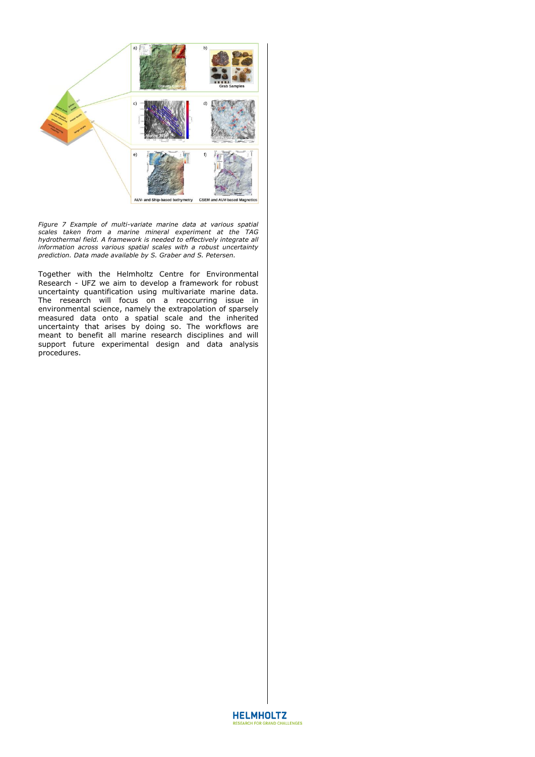*Figure 7 Example of multi-variate marine data at various spatial scales taken from a marine mineral experiment at the TAG hydrothermal field. A framework is needed to effectively integrate all information across various spatial scales with a robust uncertainty prediction. Data made available by S. Graber and S. Petersen.*

Together with the Helmholtz Centre for Environmental Research - UFZ we aim to develop a framework for robust uncertainty quantification using multivariate marine data. The research will focus on a reoccurring issue in environmental science, namely the extrapolation of sparsely measured data onto a spatial scale and the inherited uncertainty that arises by doing so. The workflows are meant to benefit all marine research disciplines and will support future experimental design and data analysis procedures.